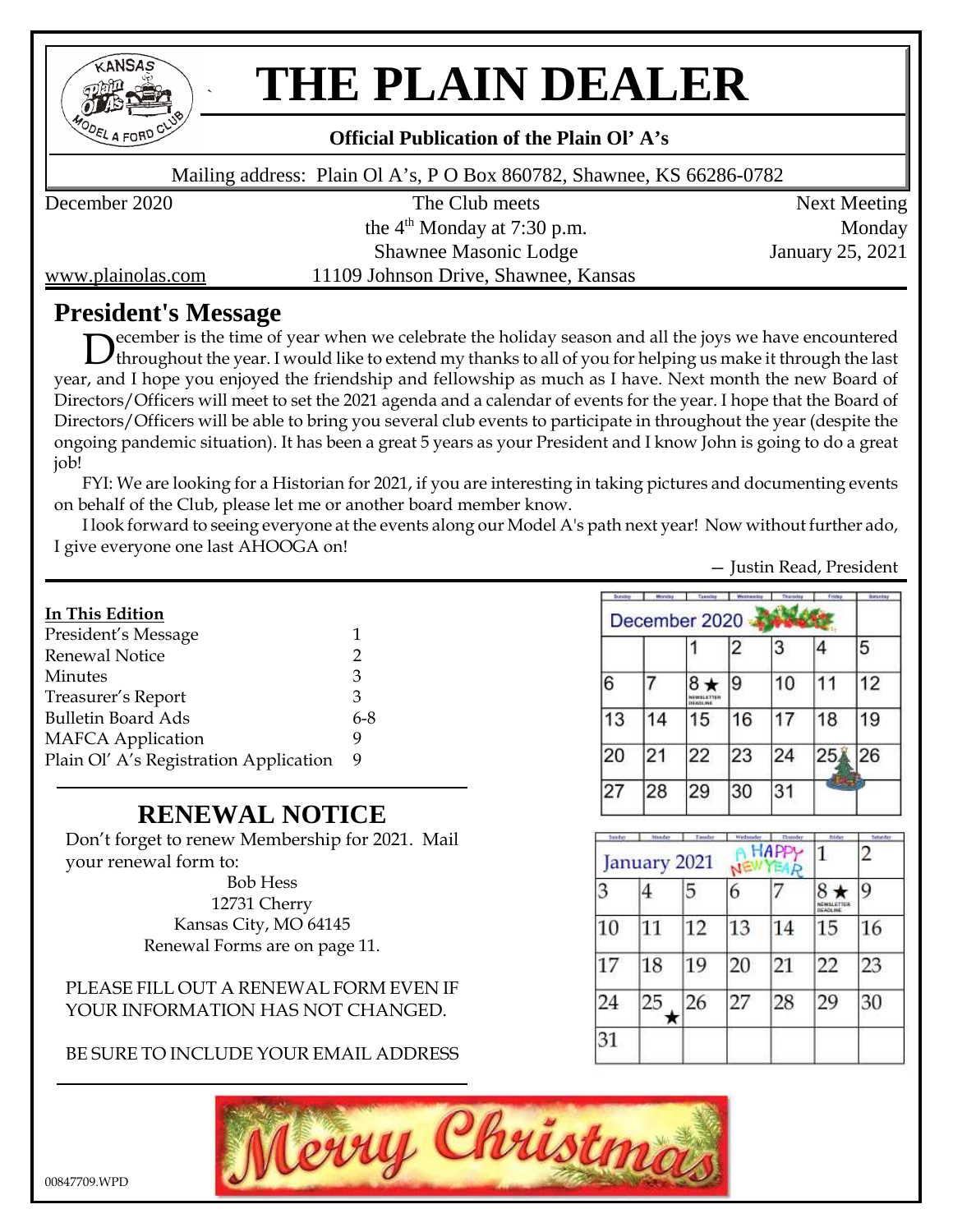# THE PLAIN DEALER

**Official Publication of the Plain Ol' A's**

Mailing address: Plain Ol A's, P O Box 860782, Shawnee, KS 66286-0782

December 2020

The Club meets
the 4th Monday at 7:30 p.m.
Shawnee Masonic Lodge
11109 Johnson Drive, Shawnee, Kansas

Next Meeting
Monday
January 25, 2021

www.plainolas.com

## President's Message

December is the time of year when we celebrate the holiday season and all the joys we have encountered throughout the year. I would like to extend my thanks to all of you for helping us make it through the last year, and I hope you enjoyed the friendship and fellowship as much as I have. Next month the new Board of Directors/Officers will meet to set the 2021 agenda and a calendar of events for the year. I hope that the Board of Directors/Officers will be able to bring you several club events to participate in throughout the year (despite the ongoing pandemic situation). It has been a great 5 years as your President and I know John is going to do a great job!

FYI: We are looking for a Historian for 2021, if you are interesting in taking pictures and documenting events on behalf of the Club, please let me or another board member know.

I look forward to seeing everyone at the events along our Model A's path next year! Now without further ado, I give everyone one last AHOOGA on!

— Justin Read, President

**In This Edition**

| | |
|---|---|
| President's Message | 1 |
| Renewal Notice | 2 |
| Minutes | 3 |
| Treasurer's Report | 3 |
| Bulletin Board Ads | 6-8 |
| MAFCA Application | 9 |
| Plain Ol' A's Registration Application | 9 |

## RENEWAL NOTICE

Don't forget to renew Membership for 2021. Mail your renewal form to:

Bob Hess
12731 Cherry
Kansas City, MO 64145
Renewal Forms are on page 11.

PLEASE FILL OUT A RENEWAL FORM EVEN IF YOUR INFORMATION HAS NOT CHANGED.

BE SURE TO INCLUDE YOUR EMAIL ADDRESS

**December 2020**

| Sunday | Monday | Tuesday | Wednesday | Thursday | Friday | Saturday |
|---|---|---|---|---|---|---|
| | | 1 | 2 | 3 | 4 | 5 |
| 6 | 7 | 8 ★ NEWSLETTER DEADLINE | 9 | 10 | 11 | 12 |
| 13 | 14 | 15 | 16 | 17 | 18 | 19 |
| 20 | 21 | 22 | 23 | 24 | 25 | 26 |
| 27 | 28 | 29 | 30 | 31 | | |

**January 2021** — A HAPPY NEW YEAR

| Sunday | Monday | Tuesday | Wednesday | Thursday | Friday | Saturday |
|---|---|---|---|---|---|---|
| | | | | | 1 | 2 |
| 3 | 4 | 5 | 6 | 7 | 8 ★ NEWSLETTER DEADLINE | 9 |
| 10 | 11 | 12 | 13 | 14 | 15 | 16 |
| 17 | 18 | 19 | 20 | 21 | 22 | 23 |
| 24 | 25 ★ | 26 | 27 | 28 | 29 | 30 |
| 31 | | | | | | |

Merry Christmas

00847709.WPD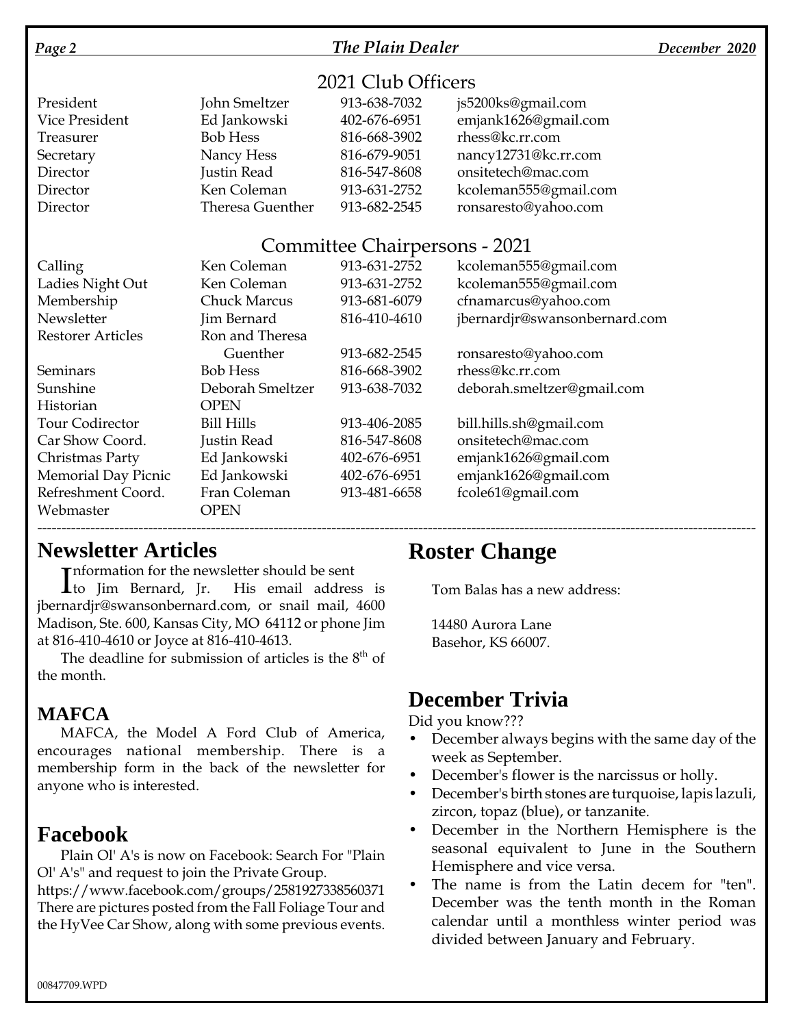## 2021 Club Officers

| | | | |
|---|---|---|---|
| President | John Smeltzer | 913-638-7032 | js5200ks@gmail.com |
| Vice President | Ed Jankowski | 402-676-6951 | emjank1626@gmail.com |
| Treasurer | Bob Hess | 816-668-3902 | rhess@kc.rr.com |
| Secretary | Nancy Hess | 816-679-9051 | nancy12731@kc.rr.com |
| Director | Justin Read | 816-547-8608 | onsitetech@mac.com |
| Director | Ken Coleman | 913-631-2752 | kcoleman555@gmail.com |
| Director | Theresa Guenther | 913-682-2545 | ronsaresto@yahoo.com |

## Committee Chairpersons - 2021

| | | | |
|---|---|---|---|
| Calling | Ken Coleman | 913-631-2752 | kcoleman555@gmail.com |
| Ladies Night Out | Ken Coleman | 913-631-2752 | kcoleman555@gmail.com |
| Membership | Chuck Marcus | 913-681-6079 | cfnamarcus@yahoo.com |
| Newsletter | Jim Bernard | 816-410-4610 | jbernardjr@swansonbernard.com |
| Restorer Articles | Ron and Theresa Guenther | 913-682-2545 | ronsaresto@yahoo.com |
| Seminars | Bob Hess | 816-668-3902 | rhess@kc.rr.com |
| Sunshine | Deborah Smeltzer | 913-638-7032 | deborah.smeltzer@gmail.com |
| Historian | OPEN | | |
| Tour Codirector | Bill Hills | 913-406-2085 | bill.hills.sh@gmail.com |
| Car Show Coord. | Justin Read | 816-547-8608 | onsitetech@mac.com |
| Christmas Party | Ed Jankowski | 402-676-6951 | emjank1626@gmail.com |
| Memorial Day Picnic | Ed Jankowski | 402-676-6951 | emjank1626@gmail.com |
| Refreshment Coord. | Fran Coleman | 913-481-6658 | fcole61@gmail.com |
| Webmaster | OPEN | | |

## Newsletter Articles

Information for the newsletter should be sent to Jim Bernard, Jr. His email address is jbernardjr@swansonbernard.com, or snail mail, 4600 Madison, Ste. 600, Kansas City, MO 64112 or phone Jim at 816-410-4610 or Joyce at 816-410-4613.

The deadline for submission of articles is the 8th of the month.

### MAFCA

MAFCA, the Model A Ford Club of America, encourages national membership. There is a membership form in the back of the newsletter for anyone who is interested.

## Facebook

Plain Ol' A's is now on Facebook: Search For "Plain Ol' A's" and request to join the Private Group.
https://www.facebook.com/groups/2581927338560371
There are pictures posted from the Fall Foliage Tour and the HyVee Car Show, along with some previous events.

## Roster Change

Tom Balas has a new address:

14480 Aurora Lane
Basehor, KS 66007.

## December Trivia

Did you know???

- December always begins with the same day of the week as September.
- December's flower is the narcissus or holly.
- December's birth stones are turquoise, lapis lazuli, zircon, topaz (blue), or tanzanite.
- December in the Northern Hemisphere is the seasonal equivalent to June in the Southern Hemisphere and vice versa.
- The name is from the Latin decem for "ten". December was the tenth month in the Roman calendar until a monthless winter period was divided between January and February.

00847709.WPD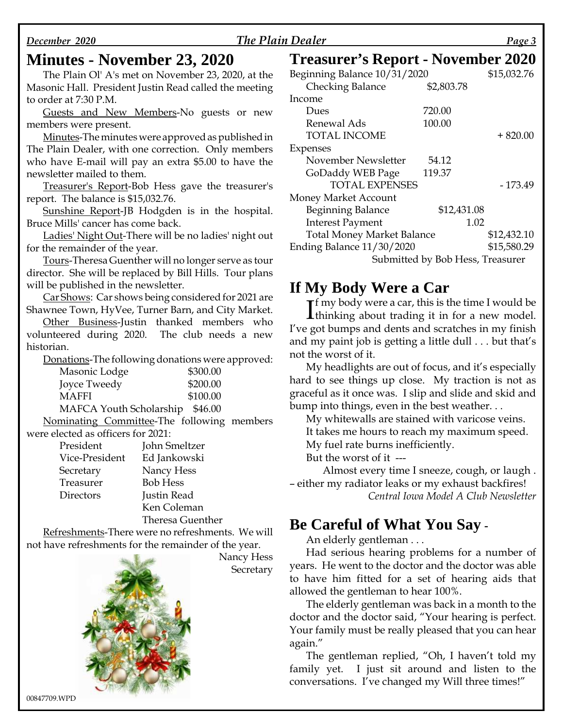## Minutes - November 23, 2020

The Plain Ol' A's met on November 23, 2020, at the Masonic Hall. President Justin Read called the meeting to order at 7:30 P.M.

Guests and New Members-No guests or new members were present.

Minutes-The minutes were approved as published in The Plain Dealer, with one correction. Only members who have E-mail will pay an extra $5.00 to have the newsletter mailed to them.

Treasurer's Report-Bob Hess gave the treasurer's report. The balance is $15,032.76.

Sunshine Report-JB Hodgden is in the hospital. Bruce Mills' cancer has come back.

Ladies' Night Out-There will be no ladies' night out for the remainder of the year.

Tours-Theresa Guenther will no longer serve as tour director. She will be replaced by Bill Hills. Tour plans will be published in the newsletter.

Car Shows: Car shows being considered for 2021 are Shawnee Town, HyVee, Turner Barn, and City Market.

Other Business-Justin thanked members who volunteered during 2020. The club needs a new historian.

Donations-The following donations were approved:

| | |
|---|---|
| Masonic Lodge | $300.00 |
| Joyce Tweedy | $200.00 |
| MAFFI | $100.00 |
| MAFCA Youth Scholarship | $46.00 |

Nominating Committee-The following members were elected as officers for 2021:

| | |
|---|---|
| President | John Smeltzer |
| Vice-President | Ed Jankowski |
| Secretary | Nancy Hess |
| Treasurer | Bob Hess |
| Directors | Justin Read |
| | Ken Coleman |
| | Theresa Guenther |

Refreshments-There were no refreshments. We will not have refreshments for the remainder of the year.

Nancy Hess
Secretary

## Treasurer's Report - November 2020

| | | |
|---|---|---|
| Beginning Balance 10/31/2020 | | $15,032.76 |
| Checking Balance | $2,803.78 | |
| Income | | |
| Dues | 720.00 | |
| Renewal Ads | 100.00 | |
| TOTAL INCOME | | + 820.00 |
| Expenses | | |
| November Newsletter | 54.12 | |
| GoDaddy WEB Page | 119.37 | |
| TOTAL EXPENSES | | - 173.49 |
| Money Market Account | | |
| Beginning Balance | $12,431.08 | |
| Interest Payment | 1.02 | |
| Total Money Market Balance | | $12,432.10 |
| Ending Balance 11/30/2020 | | $15,580.29 |

Submitted by Bob Hess, Treasurer

## If My Body Were a Car

If my body were a car, this is the time I would be thinking about trading it in for a new model. I've got bumps and dents and scratches in my finish and my paint job is getting a little dull . . . but that's not the worst of it.

My headlights are out of focus, and it's especially hard to see things up close. My traction is not as graceful as it once was. I slip and slide and skid and bump into things, even in the best weather. . .

My whitewalls are stained with varicose veins.
It takes me hours to reach my maximum speed.
My fuel rate burns inefficiently.
But the worst of it ---

Almost every time I sneeze, cough, or laugh . – either my radiator leaks or my exhaust backfires!

*Central Iowa Model A Club Newsletter*

## Be Careful of What You Say -

An elderly gentleman . . .

Had serious hearing problems for a number of years. He went to the doctor and the doctor was able to have him fitted for a set of hearing aids that allowed the gentleman to hear 100%.

The elderly gentleman was back in a month to the doctor and the doctor said, "Your hearing is perfect. Your family must be really pleased that you can hear again."

The gentleman replied, "Oh, I haven't told my family yet. I just sit around and listen to the conversations. I've changed my Will three times!"

00847709.WPD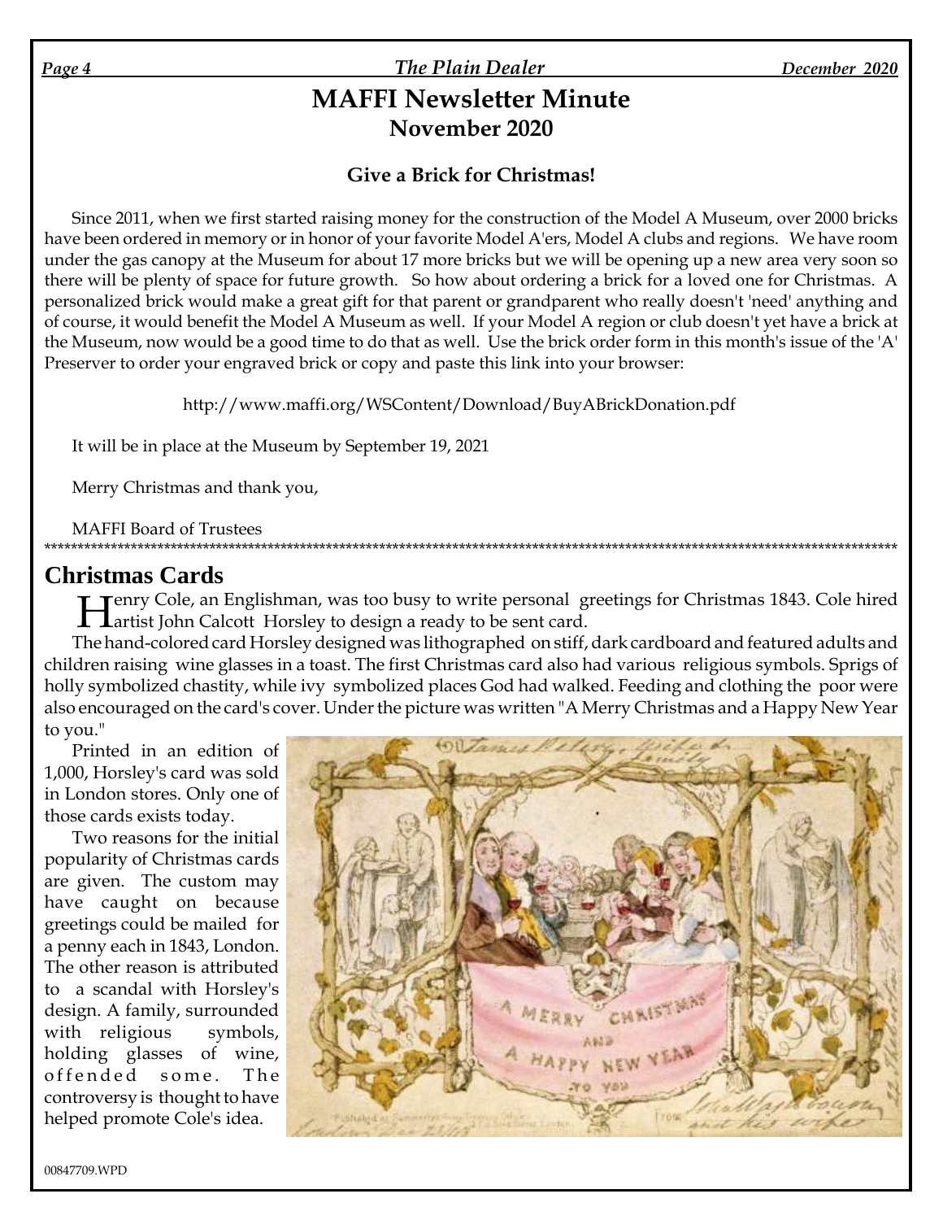# MAFFI Newsletter Minute

## November 2020

### Give a Brick for Christmas!

Since 2011, when we first started raising money for the construction of the Model A Museum, over 2000 bricks have been ordered in memory or in honor of your favorite Model A'ers, Model A clubs and regions. We have room under the gas canopy at the Museum for about 17 more bricks but we will be opening up a new area very soon so there will be plenty of space for future growth. So how about ordering a brick for a loved one for Christmas. A personalized brick would make a great gift for that parent or grandparent who really doesn't 'need' anything and of course, it would benefit the Model A Museum as well. If your Model A region or club doesn't yet have a brick at the Museum, now would be a good time to do that as well. Use the brick order form in this month's issue of the 'A' Preserver to order your engraved brick or copy and paste this link into your browser:

http://www.maffi.org/WSContent/Download/BuyABrickDonation.pdf

It will be in place at the Museum by September 19, 2021

Merry Christmas and thank you,

MAFFI Board of Trustees

***

## Christmas Cards

Henry Cole, an Englishman, was too busy to write personal greetings for Christmas 1843. Cole hired artist John Calcott Horsley to design a ready to be sent card.

The hand-colored card Horsley designed was lithographed on stiff, dark cardboard and featured adults and children raising wine glasses in a toast. The first Christmas card also had various religious symbols. Sprigs of holly symbolized chastity, while ivy symbolized places God had walked. Feeding and clothing the poor were also encouraged on the card's cover. Under the picture was written "A Merry Christmas and a Happy New Year to you."

Printed in an edition of 1,000, Horsley's card was sold in London stores. Only one of those cards exists today.

Two reasons for the initial popularity of Christmas cards are given. The custom may have caught on because greetings could be mailed for a penny each in 1843, London. The other reason is attributed to a scandal with Horsley's design. A family, surrounded with religious symbols, holding glasses of wine, offended some. The controversy is thought to have helped promote Cole's idea.

00847709.WPD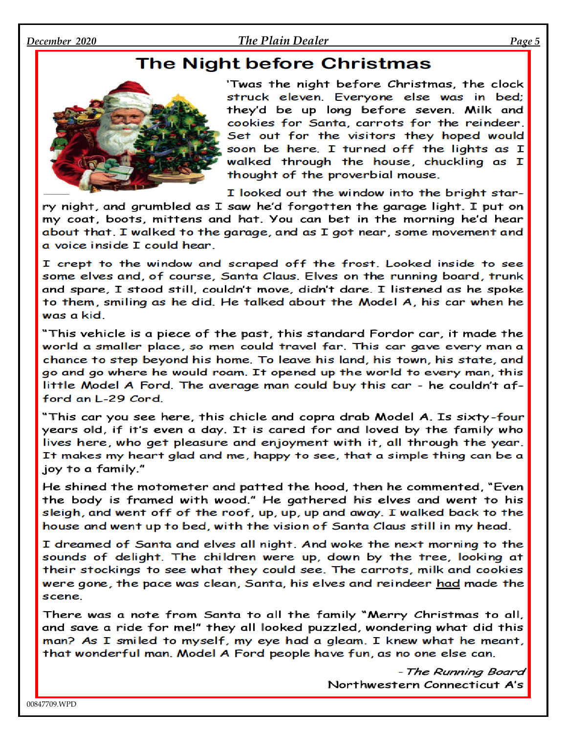# The Night before Christmas

'Twas the night before Christmas, the clock struck eleven. Everyone else was in bed; they'd be up long before seven. Milk and cookies for Santa, carrots for the reindeer. Set out for the visitors they hoped would soon be here. I turned off the lights as I walked through the house, chuckling as I thought of the proverbial mouse.

I looked out the window into the bright starry night, and grumbled as I saw he'd forgotten the garage light. I put on my coat, boots, mittens and hat. You can bet in the morning he'd hear about that. I walked to the garage, and as I got near, some movement and a voice inside I could hear.

I crept to the window and scraped off the frost. Looked inside to see some elves and, of course, Santa Claus. Elves on the running board, trunk and spare, I stood still, couldn't move, didn't dare. I listened as he spoke to them, smiling as he did. He talked about the Model A, his car when he was a kid.

"This vehicle is a piece of the past, this standard Fordor car, it made the world a smaller place, so men could travel far. This car gave every man a chance to step beyond his home. To leave his land, his town, his state, and go and go where he would roam. It opened up the world to every man, this little Model A Ford. The average man could buy this car - he couldn't afford an L-29 Cord.

"This car you see here, this chicle and copra drab Model A. Is sixty-four years old, if it's even a day. It is cared for and loved by the family who lives here, who get pleasure and enjoyment with it, all through the year. It makes my heart glad and me, happy to see, that a simple thing can be a joy to a family."

He shined the motometer and patted the hood, then he commented, "Even the body is framed with wood." He gathered his elves and went to his sleigh, and went off of the roof, up, up, up and away. I walked back to the house and went up to bed, with the vision of Santa Claus still in my head.

I dreamed of Santa and elves all night. And woke the next morning to the sounds of delight. The children were up, down by the tree, looking at their stockings to see what they could see. The carrots, milk and cookies were gone, the pace was clean, Santa, his elves and reindeer <u>had</u> made the scene.

There was a note from Santa to all the family "Merry Christmas to all, and save a ride for me!" they all looked puzzled, wondering what did this man? As I smiled to myself, my eye had a gleam. I knew what he meant, that wonderful man. Model A Ford people have fun, as no one else can.

*- The Running Board*
Northwestern Connecticut A's

00847709.WPD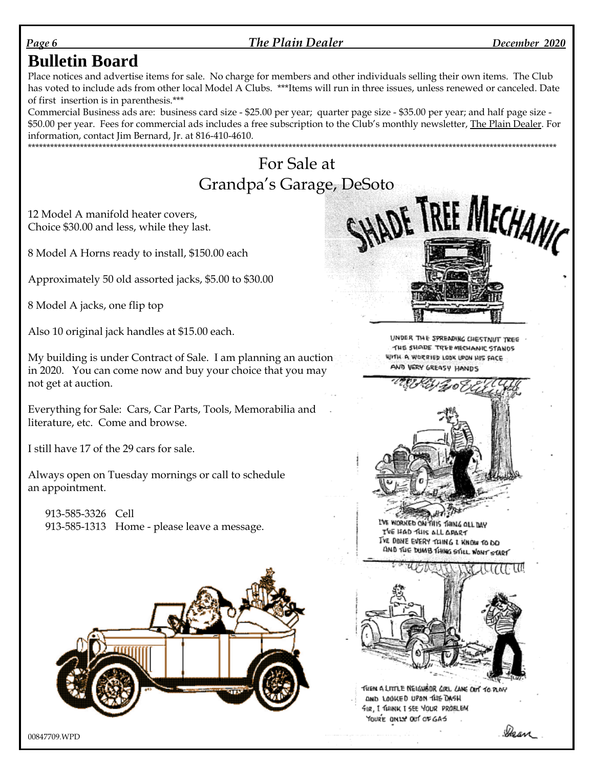# Bulletin Board

Place notices and advertise items for sale. No charge for members and other individuals selling their own items. The Club has voted to include ads from other local Model A Clubs. ***Items will run in three issues, unless renewed or canceled. Date of first insertion is in parenthesis.***

Commercial Business ads are: business card size - $25.00 per year; quarter page size - $35.00 per year; and half page size - $50.00 per year. Fees for commercial ads includes a free subscription to the Club's monthly newsletter, The Plain Dealer. For information, contact Jim Bernard, Jr. at 816-410-4610.

*****************************************************************************************************************************************

## For Sale at Grandpa's Garage, DeSoto

12 Model A manifold heater covers, Choice $30.00 and less, while they last.

8 Model A Horns ready to install, $150.00 each

Approximately 50 old assorted jacks, $5.00 to $30.00

8 Model A jacks, one flip top

Also 10 original jack handles at $15.00 each.

My building is under Contract of Sale. I am planning an auction in 2020. You can come now and buy your choice that you may not get at auction.

Everything for Sale: Cars, Car Parts, Tools, Memorabilia and literature, etc. Come and browse.

I still have 17 of the 29 cars for sale.

Always open on Tuesday mornings or call to schedule an appointment.

913-585-3326 Cell
913-585-1313 Home - please leave a message.

SHADE TREE MECHANIC

UNDER THE SPREADING CHESTNUT TREE THE SHADE TREE MECHANIC STANDS WITH A WORRIED LOOK UPON HIS FACE AND VERY GREASY HANDS

I'VE WORKED ON THIS THING ALL DAY I'VE HAD THIS ALL APART I'VE DONE EVERY THING I KNOW TO DO AND THE DUMB THING STILL WONT START

THEN A LITTLE NEIGHBOR GIRL CAME OUT TO PLAY AND LOOKED UPON THE DASH SIR, I THINK I SEE YOUR PROBLEM YOU'RE ONLY OUT OF GAS

00847709.WPD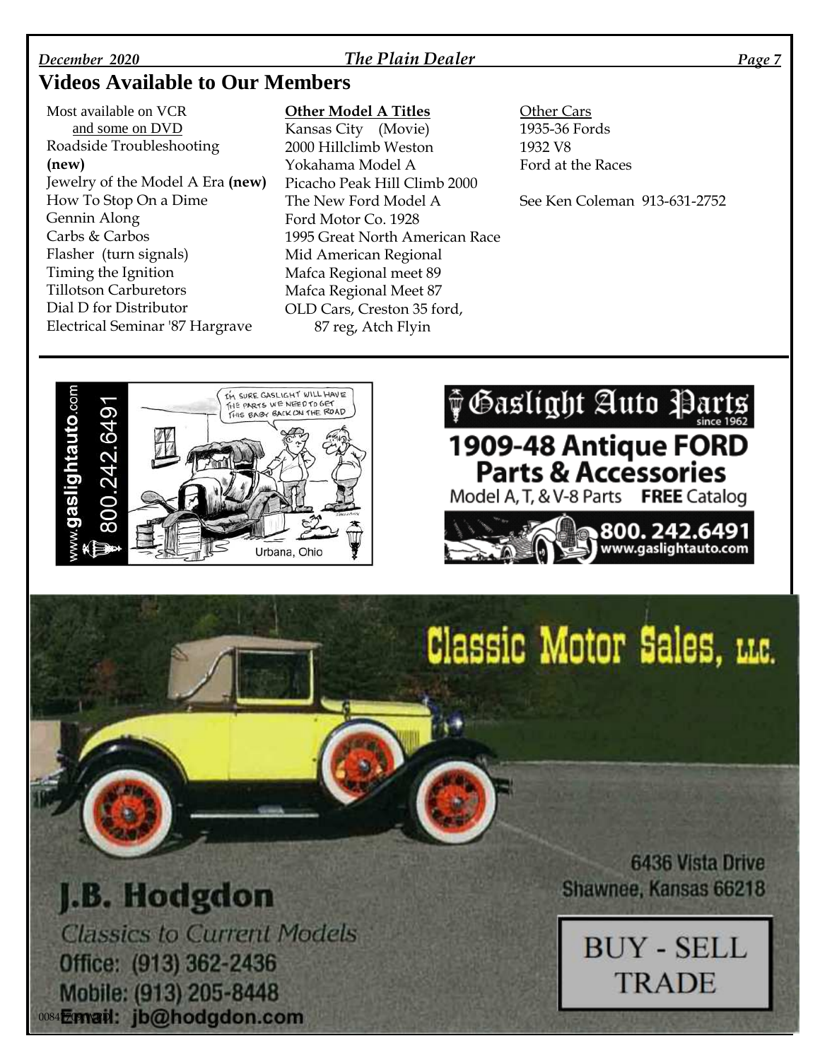## Videos Available to Our Members

Most available on VCR
and some on DVD

Roadside Troubleshooting **(new)**
Jewelry of the Model A Era **(new)**
How To Stop On a Dime
Gennin Along
Carbs & Carbos
Flasher (turn signals)
Timing the Ignition
Tillotson Carburetors
Dial D for Distributor
Electrical Seminar '87 Hargrave

**Other Model A Titles**

Kansas City (Movie)
2000 Hillclimb Weston
Yokahama Model A
Picacho Peak Hill Climb 2000
The New Ford Model A
Ford Motor Co. 1928
1995 Great North American Race
Mid American Regional
Mafca Regional meet 89
Mafca Regional Meet 87
OLD Cars, Creston 35 ford, 87 reg, Atch Flyin

Other Cars

1935-36 Fords
1932 V8
Ford at the Races

See Ken Coleman 913-631-2752

www.gaslightauto.com 800.242.6491

I'M SURE GASLIGHT WILL HAVE THE PARTS WE NEED TO GET THIS BABY BACK ON THE ROAD

Urbana, Ohio

Gaslight Auto Parts since 1962

1909-48 Antique FORD Parts & Accessories

Model A, T, & V-8 Parts **FREE** Catalog

800. 242.6491
www.gaslightauto.com

Classic Motor Sales, LLC.

J.B. Hodgdon

Classics to Current Models

Office: (913) 362-2436
Mobile: (913) 205-8448
Email: jb@hodgdon.com

6436 Vista Drive
Shawnee, Kansas 66218

BUY - SELL TRADE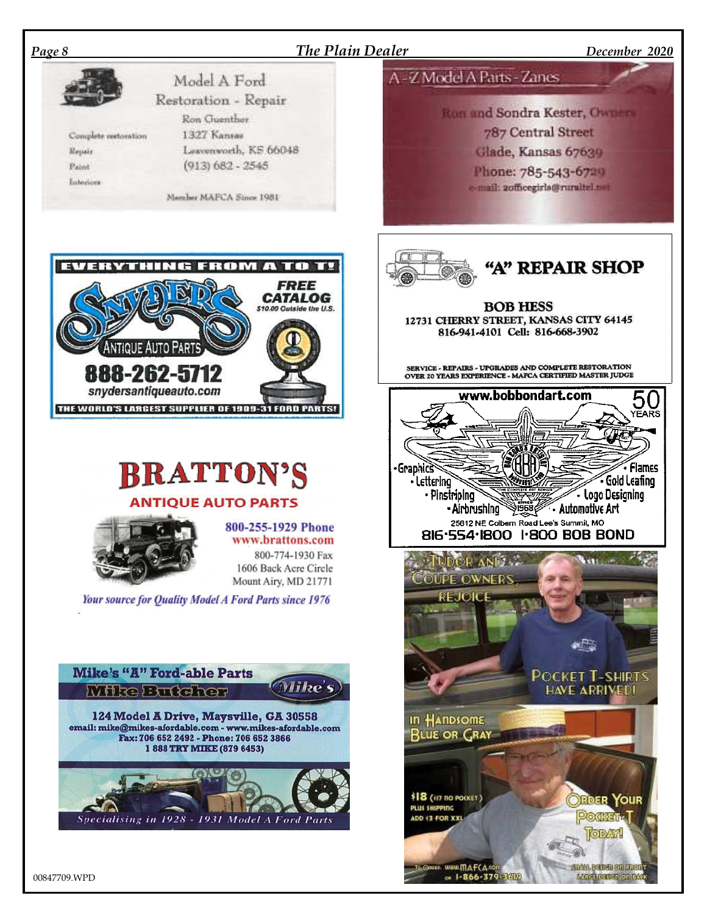## Model A Ford Restoration - Repair

Ron Guenther
1327 Kansas
Leavenworth, KS 66048
(913) 682 - 2545

Complete restoration
Repair
Paint
Interiors

Member MAFCA Since 1981

## A-Z Model A Parts - Zanes

Ron and Sondra Kester, Owners
787 Central Street
Glade, Kansas 67639
Phone: 785-543-6729
e-mail: 2officegirls@ruraltel.net

## EVERYTHING FROM A TO T!

**SNYDER'S** ANTIQUE AUTO PARTS

**FREE CATALOG**
$10.00 Outside the U.S.

**888-262-5712**
snydersantiqueauto.com

THE WORLD'S LARGEST SUPPLIER OF 1909-31 FORD PARTS!

## "A" REPAIR SHOP

**BOB HESS**
12731 CHERRY STREET, KANSAS CITY 64145
816-941-4101 Cell: 816-668-3902

SERVICE - REPAIRS - UPGRADES AND COMPLETE RESTORATION
OVER 20 YEARS EXPERIENCE - MAFCA CERTIFIED MASTER JUDGE

## www.bobbondart.com

50 YEARS

- Graphics
- Lettering
- Pinstriping
- Airbrushing
- Flames
- Gold Leafing
- Logo Designing
- Automotive Art

Since 1968

25612 NE Colbern Road Lee's Summit, MO
816·554·1800 1·800 BOB BOND

## BRATTON'S

**ANTIQUE AUTO PARTS**

800-255-1929 Phone
www.brattons.com
800-774-1930 Fax
1606 Back Acre Circle
Mount Airy, MD 21771

*Your source for Quality Model A Ford Parts since 1976*

## TUDOR AND COUPE OWNERS, REJOICE

POCKET T-SHIRTS HAVE ARRIVED!

In Handsome Blue or Gray

$18 ($17 no pocket)
Plus shipping
Add $3 for XXL

Order Your Pocket-T Today!

To Order: www.MAFCA.com or 1-866-379-3619

Small design on front
Large design on back

## Mike's "A" Ford-able Parts

**Mike Butcher**

Mike's

124 Model A Drive, Maysville, GA 30558
email: mike@mikes-afordable.com - www.mikes-afordable.com
Fax: 706 652 2492 - Phone: 706 652 3866
1 888 TRY MIKE (879 6453)

*Specialising in 1928 - 1931 Model A Ford Parts*

00847709.WPD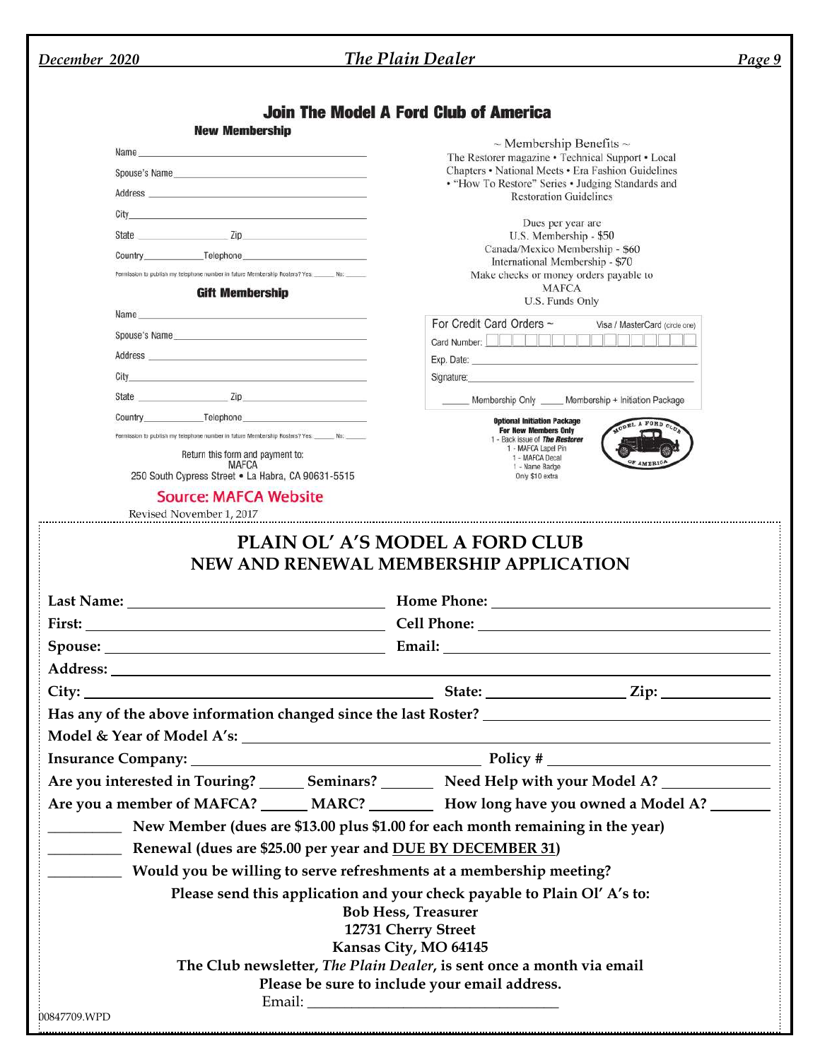## Join The Model A Ford Club of America

### New Membership

Name ______________________

Spouse's Name ______________________

Address ______________________

City ______________________

State __________ Zip __________

Country __________ Telephone __________

Permission to publish my telephone number in future Membership Rosters? Yes: ______ No: ______

### Gift Membership

Name ______________________

Spouse's Name ______________________

Address ______________________

City ______________________

State __________ Zip __________

Country __________ Telephone __________

Permission to publish my telephone number in future Membership Rosters? Yes: ______ No: ______

Return this form and payment to:
MAFCA
250 South Cypress Street • La Habra, CA 90631-5515

~ Membership Benefits ~
The Restorer magazine • Technical Support • Local Chapters • National Meets • Era Fashion Guidelines • "How To Restore" Series • Judging Standards and Restoration Guidelines

Dues per year are
U.S. Membership - $50
Canada/Mexico Membership - $60
International Membership - $70
Make checks or money orders payable to
MAFCA
U.S. Funds Only

For Credit Card Orders ~ Visa / MasterCard (circle one)

Card Number: ______________________

Exp. Date: ______________________

Signature: ______________________

_____ Membership Only _____ Membership + Initiation Package

**Optional Initiation Package**
**For New Members Only**
1 - Back issue of ***The Restorer***
1 - MAFCA Lapel Pin
1 - MAFCA Decal
1 - Name Badge
Only $10 extra

MODEL A FORD CLUB OF AMERICA

Source: MAFCA Website

Revised November 1, 2017

---

## PLAIN OL' A'S MODEL A FORD CLUB
## NEW AND RENEWAL MEMBERSHIP APPLICATION

**Last Name:** ______________________ **Home Phone:** ______________________

**First:** ______________________ **Cell Phone:** ______________________

**Spouse:** ______________________ **Email:** ______________________

**Address:** ______________________

**City:** ______________________ **State:** __________ **Zip:** __________

**Has any of the above information changed since the last Roster?** ______________________

**Model & Year of Model A's:** ______________________

**Insurance Company:** ______________________ **Policy #** ______________________

**Are you interested in Touring?** ______ **Seminars?** ______ **Need Help with your Model A?** ______

**Are you a member of MAFCA?** ______ **MARC?** ______ **How long have you owned a Model A?** ______

__________ **New Member (dues are $13.00 plus $1.00 for each month remaining in the year)**

__________ **Renewal (dues are $25.00 per year and DUE BY DECEMBER 31)**

__________ **Would you be willing to serve refreshments at a membership meeting?**

**Please send this application and your check payable to Plain Ol' A's to:**
**Bob Hess, Treasurer**
**12731 Cherry Street**
**Kansas City, MO 64145**

**The Club newsletter, *The Plain Dealer*, is sent once a month via email**
**Please be sure to include your email address.**

Email: ______________________

00847709.WPD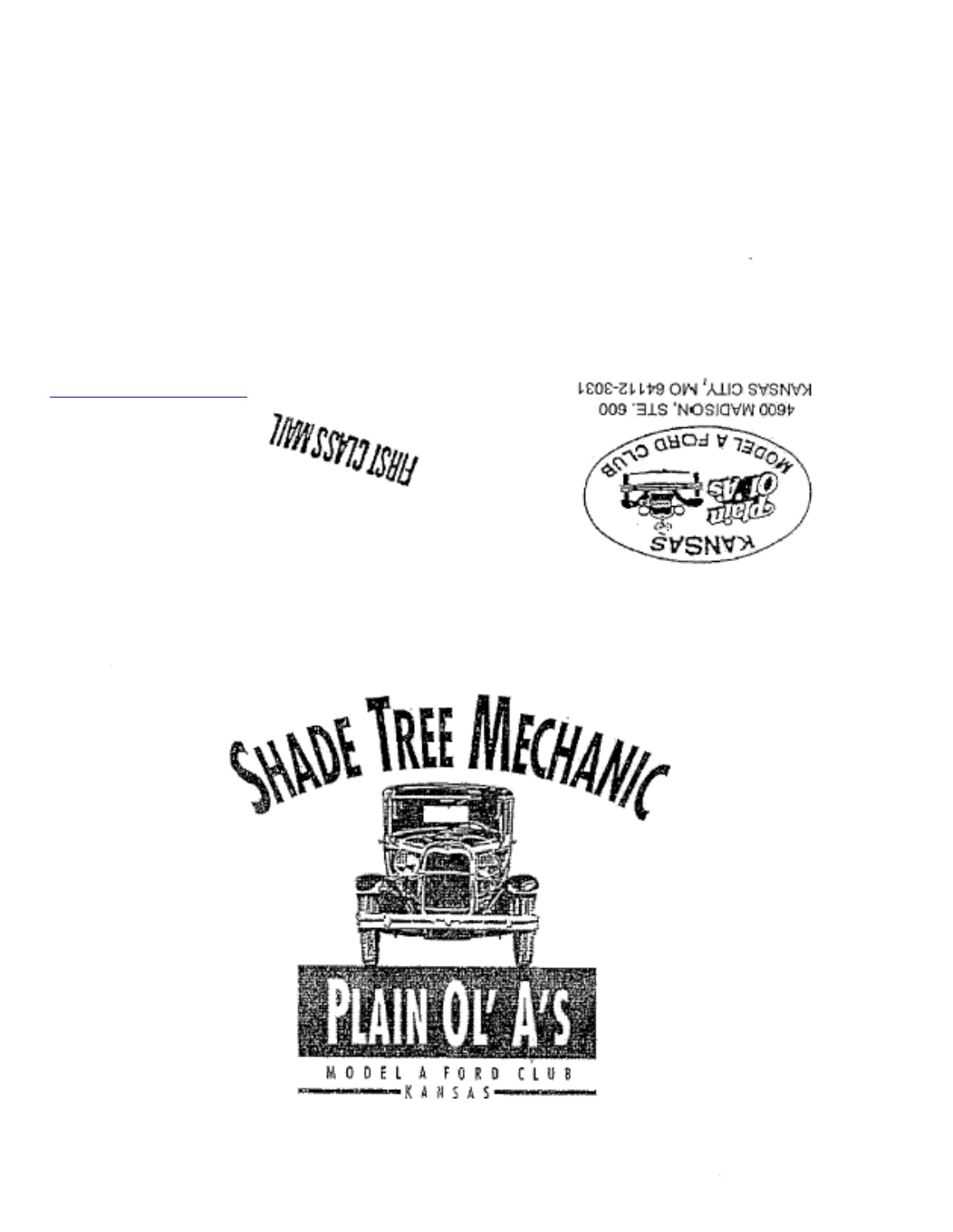KANSAS

MODEL A FORD CLUB

4600 MADISON, STE. 600

KANSAS CITY, MO 64112-3031

FIRST CLASS MAIL

SHADE TREE MECHANIC

PLAIN OL' A'S

MODEL A FORD CLUB

KANSAS